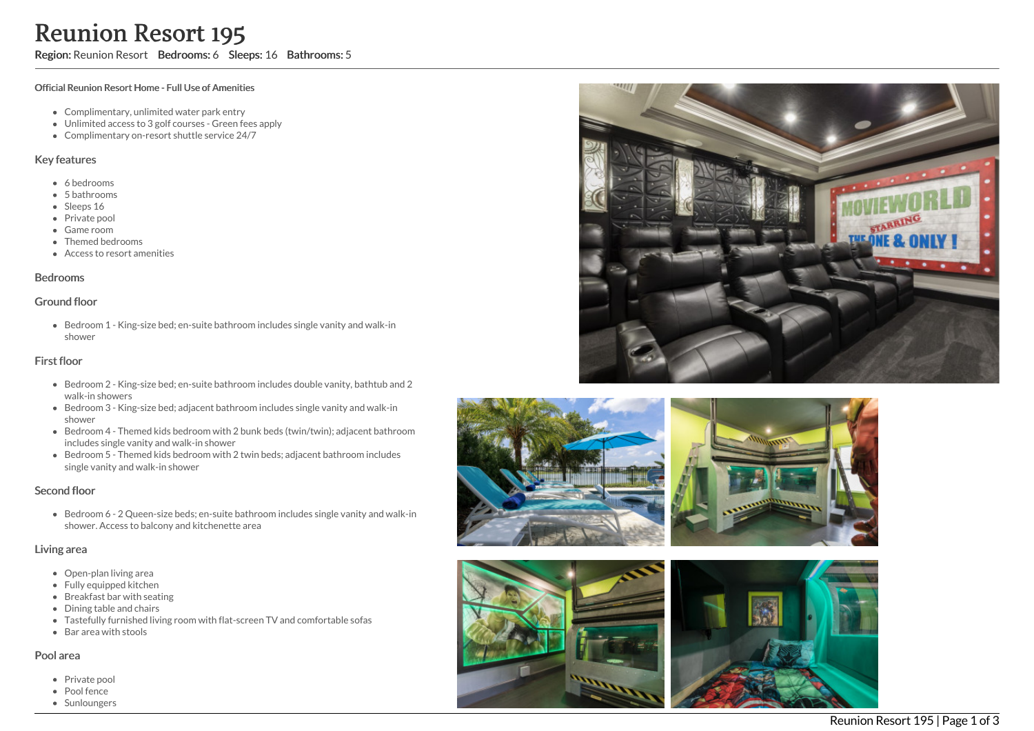# Reunion Resort 195

**Region:** Reunion Resort **Bedrooms:** 6 **Sleeps:** 16 **Bathrooms:** 5

**Official Reunion Resort Home - Full Use of Amenities**

- Complimentary, unlimited water park entry
- Unlimited access to 3 golf courses - Green fees apply
- Complimentary on-resort shuttle service 24/7

## Key features

- 6 bedrooms
- 5 bathrooms
- Sleeps 16
- Private pool
- Game room
- Themed bedrooms
- Access to resort amenities

## Bedrooms

### Ground floor

- Bedroom 1 - King-size bed; en-suite bathroom includes single vanity and walk-in shower

### First floor

- Bedroom 2 - King-size bed; en-suite bathroom includes double vanity, bathtub and 2 walk-in showers
- Bedroom 3 - King-size bed; adjacent bathroom includes single vanity and walk-in shower
- Bedroom 4 - Themed kids bedroom with 2 bunk beds (twin/twin); adjacent bathroom includes single vanity and walk-in shower
- Bedroom 5 - Themed kids bedroom with 2 twin beds; adjacent bathroom includes single vanity and walk-in shower

### Second floor

- Bedroom 6 - 2 Queen-size beds; en-suite bathroom includes single vanity and walk-in shower. Access to balcony and kitchenette area

## Living area

- Open-plan living area
- Fully equipped kitchen
- Breakfast bar with seating
- Dining table and chairs
- Tastefully furnished living room with flat-screen TV and comfortable sofas
- Bar area with stools

## Pool area

- Private pool
- Pool fence
- Sunloungers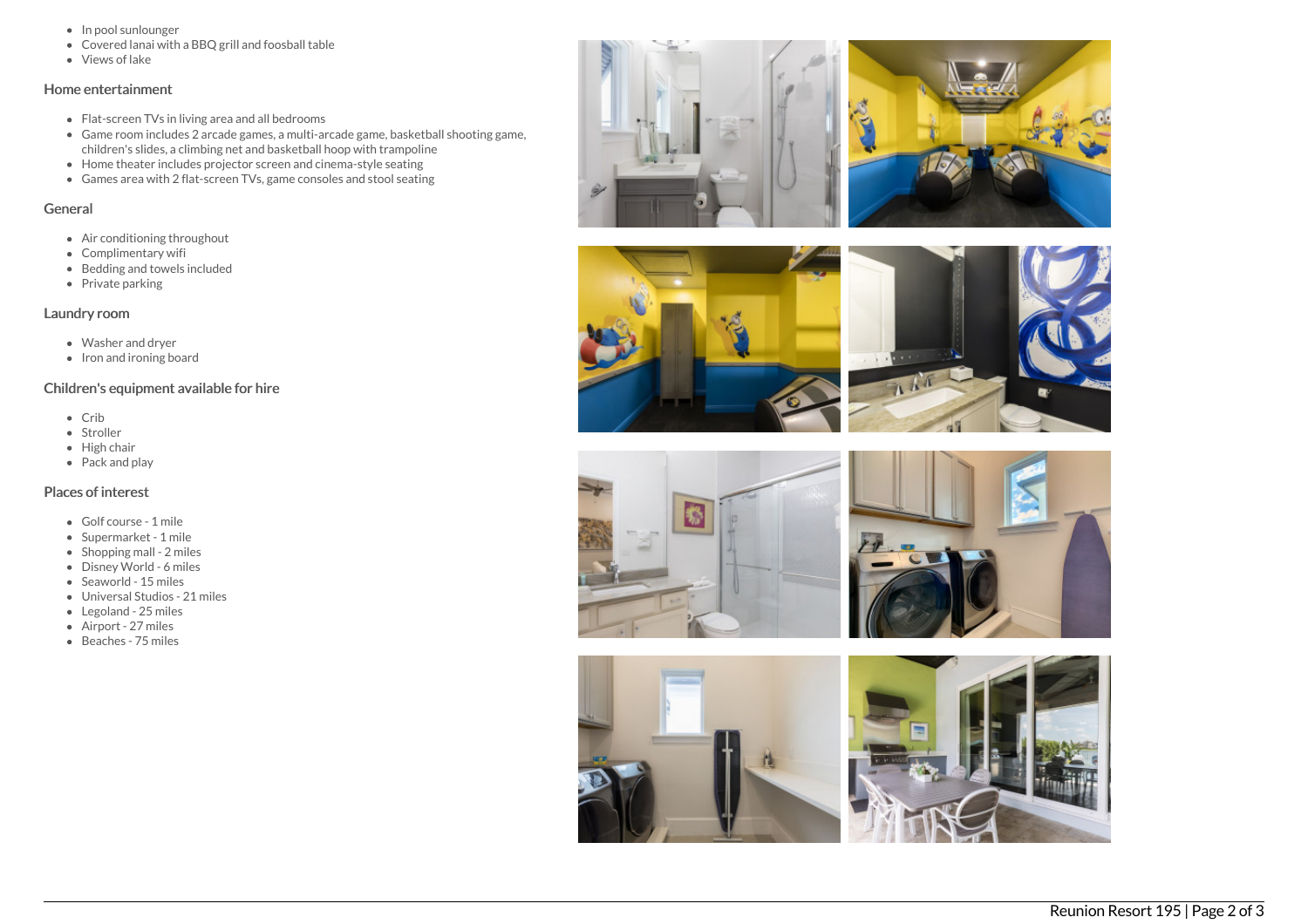- In pool sunlounger
- Covered lanai with a BBQ grill and foosball table
- Views of lake

### Home entertainment

- Flat-screen TVs in living area and all bedrooms
- Game room includes 2 arcade games, a multi-arcade game, basketball shooting game, children's slides, a climbing net and basketball hoop with trampoline
- Home theater includes projector screen and cinema-style seating
- Games area with 2 flat-screen TVs, game consoles and stool seating

### General

- Air conditioning throughout
- Complimentary wifi
- Bedding and towels included
- Private parking

### Laundry room

- Washer and dryer
- Iron and ironing board

### Children's equipment available for hire

- Crib
- Stroller
- High chair
- Pack and play

### Places of interest

- Golf course - 1 mile
- Supermarket - 1 mile
- Shopping mall - 2 miles
- Disney World - 6 miles
- Seaworld - 15 miles
- Universal Studios - 21 miles
- Legoland - 25 miles
- Airport - 27 miles
- Beaches - 75 miles